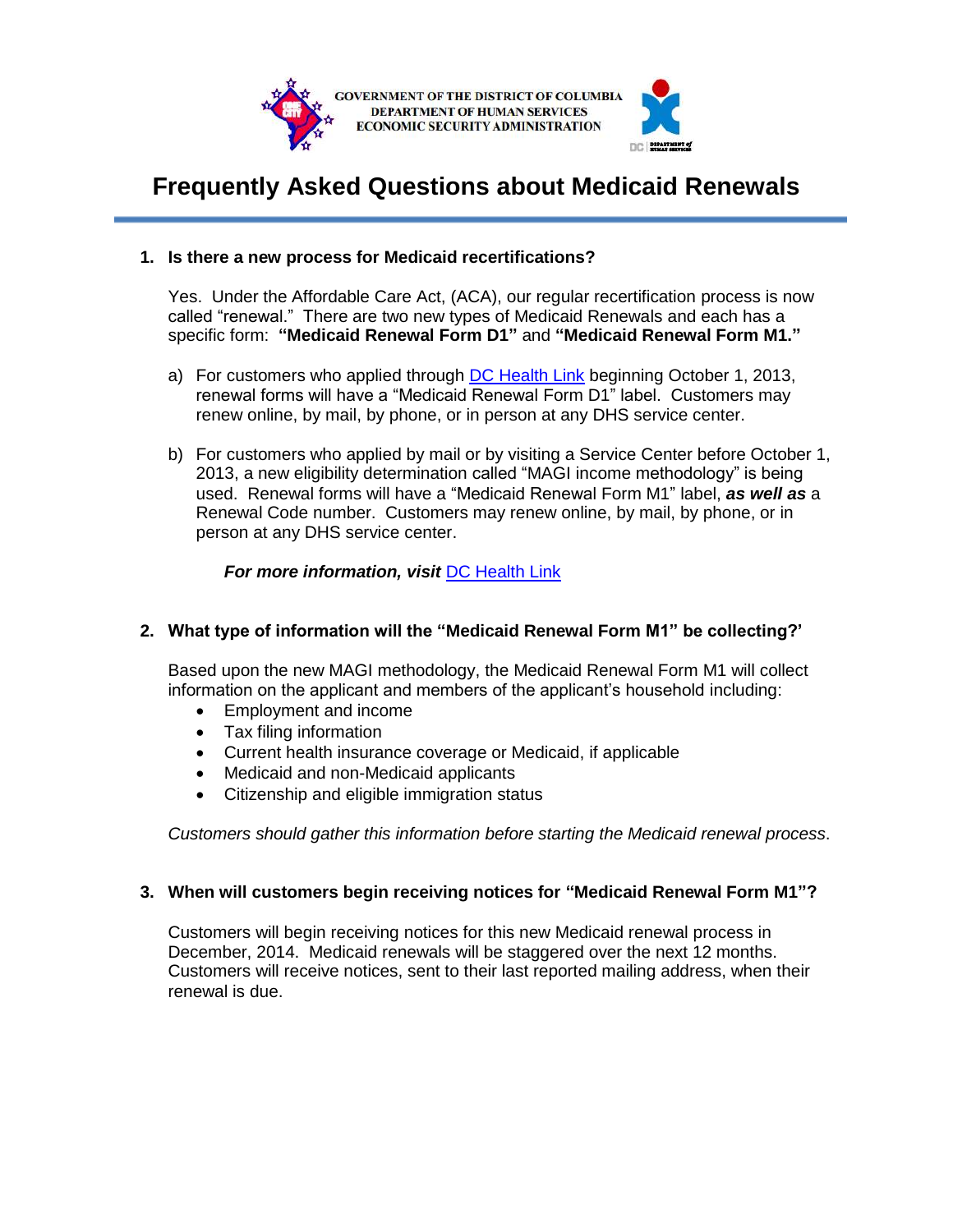GOVERNMENT OF THE DISTRICT OF COLUMBIA
DEPARTMENT OF HUMAN SERVICES
ECONOMIC SECURITY ADMINISTRATION

# Frequently Asked Questions about Medicaid Renewals

1. **Is there a new process for Medicaid recertifications?**

   Yes. Under the Affordable Care Act, (ACA), our regular recertification process is now called "renewal." There are two new types of Medicaid Renewals and each has a specific form: **"Medicaid Renewal Form D1"** and **"Medicaid Renewal Form M1."**

   a) For customers who applied through DC Health Link beginning October 1, 2013, renewal forms will have a "Medicaid Renewal Form D1" label. Customers may renew online, by mail, by phone, or in person at any DHS service center.

   b) For customers who applied by mail or by visiting a Service Center before October 1, 2013, a new eligibility determination called "MAGI income methodology" is being used. Renewal forms will have a "Medicaid Renewal Form M1" label, ***as well as*** a Renewal Code number. Customers may renew online, by mail, by phone, or in person at any DHS service center.

   ***For more information, visit*** DC Health Link

2. **What type of information will the "Medicaid Renewal Form M1" be collecting?'**

   Based upon the new MAGI methodology, the Medicaid Renewal Form M1 will collect information on the applicant and members of the applicant's household including:
   - Employment and income
   - Tax filing information
   - Current health insurance coverage or Medicaid, if applicable
   - Medicaid and non-Medicaid applicants
   - Citizenship and eligible immigration status

   *Customers should gather this information before starting the Medicaid renewal process*.

3. **When will customers begin receiving notices for "Medicaid Renewal Form M1"?**

   Customers will begin receiving notices for this new Medicaid renewal process in December, 2014. Medicaid renewals will be staggered over the next 12 months. Customers will receive notices, sent to their last reported mailing address, when their renewal is due.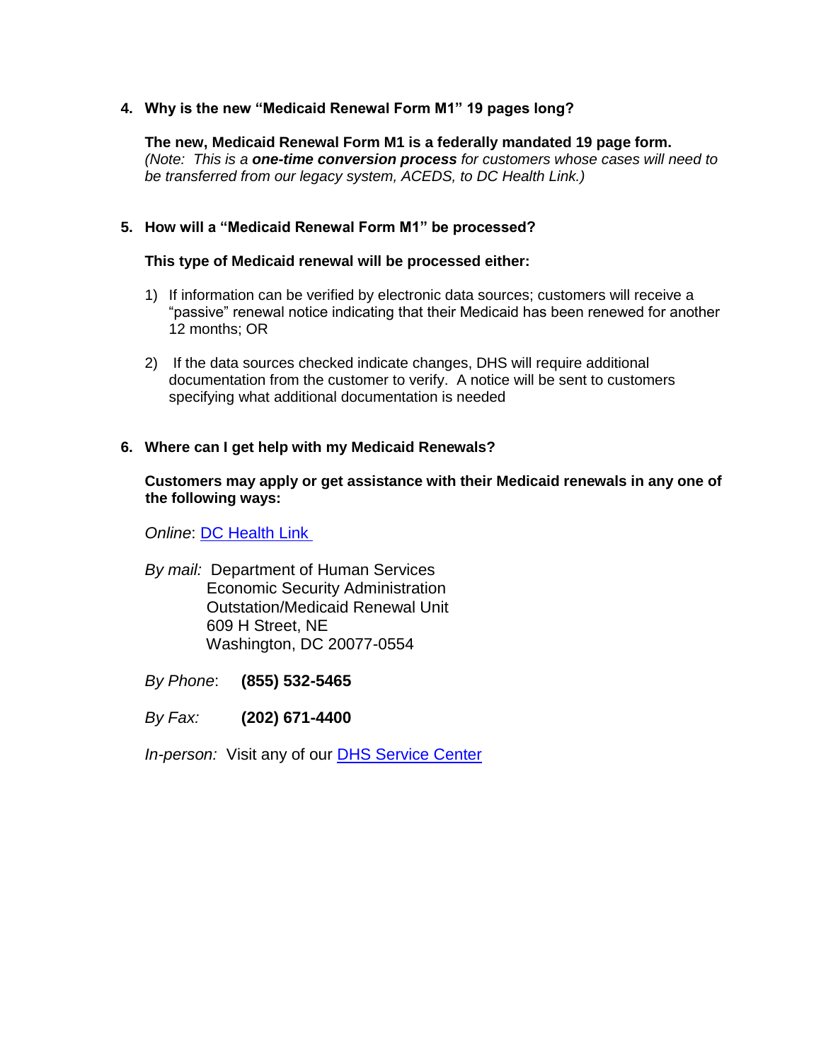4. **Why is the new "Medicaid Renewal Form M1" 19 pages long?**

   **The new, Medicaid Renewal Form M1 is a federally mandated 19 page form.**
   *(Note: This is a **one-time conversion process** for customers whose cases will need to be transferred from our legacy system, ACEDS, to DC Health Link.)*

5. **How will a "Medicaid Renewal Form M1" be processed?**

   **This type of Medicaid renewal will be processed either:**

   1) If information can be verified by electronic data sources; customers will receive a "passive" renewal notice indicating that their Medicaid has been renewed for another 12 months; OR

   2) If the data sources checked indicate changes, DHS will require additional documentation from the customer to verify. A notice will be sent to customers specifying what additional documentation is needed

6. **Where can I get help with my Medicaid Renewals?**

   **Customers may apply or get assistance with their Medicaid renewals in any one of the following ways:**

   *Online*: DC Health Link

   *By mail:* Department of Human Services
   Economic Security Administration
   Outstation/Medicaid Renewal Unit
   609 H Street, NE
   Washington, DC 20077-0554

   *By Phone*: **(855) 532-5465**

   *By Fax:* **(202) 671-4400**

   *In-person:* Visit any of our DHS Service Center